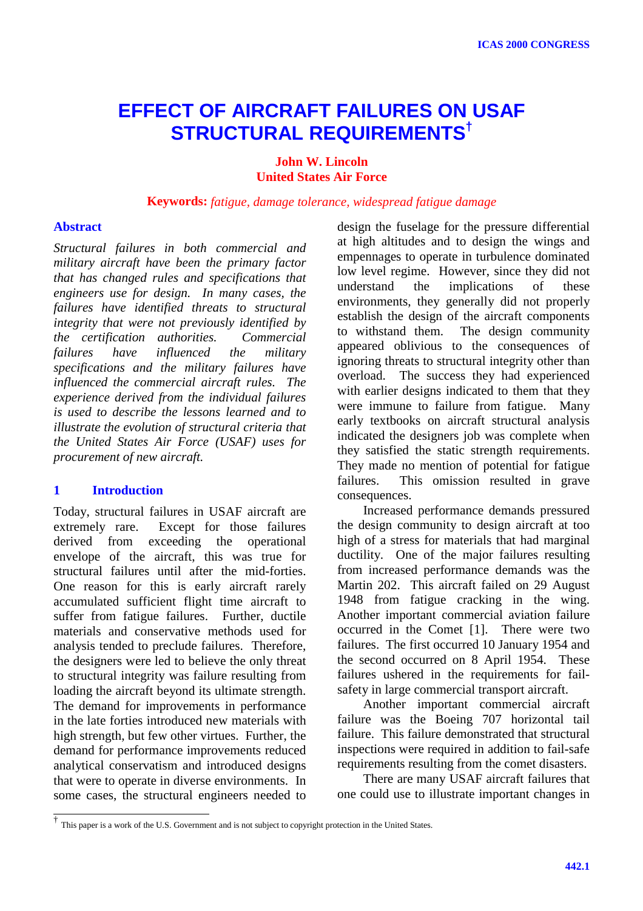# EFFECT OF AIRCRAFT FAILURES ON USAF STRUCTURAL REQUIREMENTS[†]

**John W. Lincoln**
**United States Air Force**

**Keywords:** *fatigue, damage tolerance, widespread fatigue damage*

## Abstract

*Structural failures in both commercial and military aircraft have been the primary factor that has changed rules and specifications that engineers use for design. In many cases, the failures have identified threats to structural integrity that were not previously identified by the certification authorities. Commercial failures have influenced the military specifications and the military failures have influenced the commercial aircraft rules. The experience derived from the individual failures is used to describe the lessons learned and to illustrate the evolution of structural criteria that the United States Air Force (USAF) uses for procurement of new aircraft.*

## 1 Introduction

Today, structural failures in USAF aircraft are extremely rare. Except for those failures derived from exceeding the operational envelope of the aircraft, this was true for structural failures until after the mid-forties. One reason for this is early aircraft rarely accumulated sufficient flight time aircraft to suffer from fatigue failures. Further, ductile materials and conservative methods used for analysis tended to preclude failures. Therefore, the designers were led to believe the only threat to structural integrity was failure resulting from loading the aircraft beyond its ultimate strength. The demand for improvements in performance in the late forties introduced new materials with high strength, but few other virtues. Further, the demand for performance improvements reduced analytical conservatism and introduced designs that were to operate in diverse environments. In some cases, the structural engineers needed to design the fuselage for the pressure differential at high altitudes and to design the wings and empennages to operate in turbulence dominated low level regime. However, since they did not understand the implications of these environments, they generally did not properly establish the design of the aircraft components to withstand them. The design community appeared oblivious to the consequences of ignoring threats to structural integrity other than overload. The success they had experienced with earlier designs indicated to them that they were immune to failure from fatigue. Many early textbooks on aircraft structural analysis indicated the designers job was complete when they satisfied the static strength requirements. They made no mention of potential for fatigue failures. This omission resulted in grave consequences.

Increased performance demands pressured the design community to design aircraft at too high of a stress for materials that had marginal ductility. One of the major failures resulting from increased performance demands was the Martin 202. This aircraft failed on 29 August 1948 from fatigue cracking in the wing. Another important commercial aviation failure occurred in the Comet [1]. There were two failures. The first occurred 10 January 1954 and the second occurred on 8 April 1954. These failures ushered in the requirements for fail-safety in large commercial transport aircraft.

Another important commercial aircraft failure was the Boeing 707 horizontal tail failure. This failure demonstrated that structural inspections were required in addition to fail-safe requirements resulting from the comet disasters.

There are many USAF aircraft failures that one could use to illustrate important changes in

---

[†] This paper is a work of the U.S. Government and is not subject to copyright protection in the United States.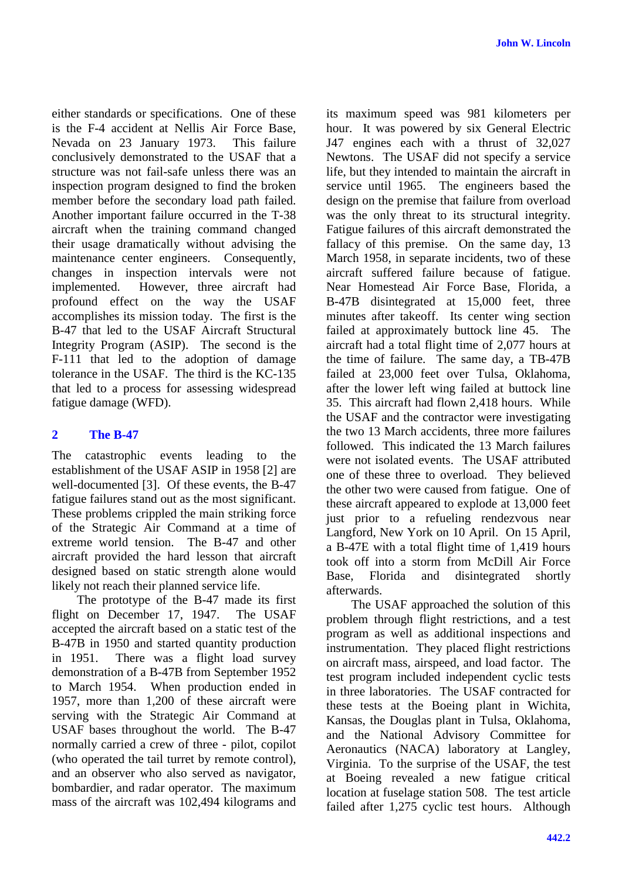either standards or specifications. One of these is the F-4 accident at Nellis Air Force Base, Nevada on 23 January 1973. This failure conclusively demonstrated to the USAF that a structure was not fail-safe unless there was an inspection program designed to find the broken member before the secondary load path failed. Another important failure occurred in the T-38 aircraft when the training command changed their usage dramatically without advising the maintenance center engineers. Consequently, changes in inspection intervals were not implemented. However, three aircraft had profound effect on the way the USAF accomplishes its mission today. The first is the B-47 that led to the USAF Aircraft Structural Integrity Program (ASIP). The second is the F-111 that led to the adoption of damage tolerance in the USAF. The third is the KC-135 that led to a process for assessing widespread fatigue damage (WFD).

## 2 The B-47

The catastrophic events leading to the establishment of the USAF ASIP in 1958 [2] are well-documented [3]. Of these events, the B-47 fatigue failures stand out as the most significant. These problems crippled the main striking force of the Strategic Air Command at a time of extreme world tension. The B-47 and other aircraft provided the hard lesson that aircraft designed based on static strength alone would likely not reach their planned service life.

The prototype of the B-47 made its first flight on December 17, 1947. The USAF accepted the aircraft based on a static test of the B-47B in 1950 and started quantity production in 1951. There was a flight load survey demonstration of a B-47B from September 1952 to March 1954. When production ended in 1957, more than 1,200 of these aircraft were serving with the Strategic Air Command at USAF bases throughout the world. The B-47 normally carried a crew of three - pilot, copilot (who operated the tail turret by remote control), and an observer who also served as navigator, bombardier, and radar operator. The maximum mass of the aircraft was 102,494 kilograms and its maximum speed was 981 kilometers per hour. It was powered by six General Electric J47 engines each with a thrust of 32,027 Newtons. The USAF did not specify a service life, but they intended to maintain the aircraft in service until 1965. The engineers based the design on the premise that failure from overload was the only threat to its structural integrity. Fatigue failures of this aircraft demonstrated the fallacy of this premise. On the same day, 13 March 1958, in separate incidents, two of these aircraft suffered failure because of fatigue. Near Homestead Air Force Base, Florida, a B-47B disintegrated at 15,000 feet, three minutes after takeoff. Its center wing section failed at approximately buttock line 45. The aircraft had a total flight time of 2,077 hours at the time of failure. The same day, a TB-47B failed at 23,000 feet over Tulsa, Oklahoma, after the lower left wing failed at buttock line 35. This aircraft had flown 2,418 hours. While the USAF and the contractor were investigating the two 13 March accidents, three more failures followed. This indicated the 13 March failures were not isolated events. The USAF attributed one of these three to overload. They believed the other two were caused from fatigue. One of these aircraft appeared to explode at 13,000 feet just prior to a refueling rendezvous near Langford, New York on 10 April. On 15 April, a B-47E with a total flight time of 1,419 hours took off into a storm from McDill Air Force Base, Florida and disintegrated shortly afterwards.

The USAF approached the solution of this problem through flight restrictions, and a test program as well as additional inspections and instrumentation. They placed flight restrictions on aircraft mass, airspeed, and load factor. The test program included independent cyclic tests in three laboratories. The USAF contracted for these tests at the Boeing plant in Wichita, Kansas, the Douglas plant in Tulsa, Oklahoma, and the National Advisory Committee for Aeronautics (NACA) laboratory at Langley, Virginia. To the surprise of the USAF, the test at Boeing revealed a new fatigue critical location at fuselage station 508. The test article failed after 1,275 cyclic test hours. Although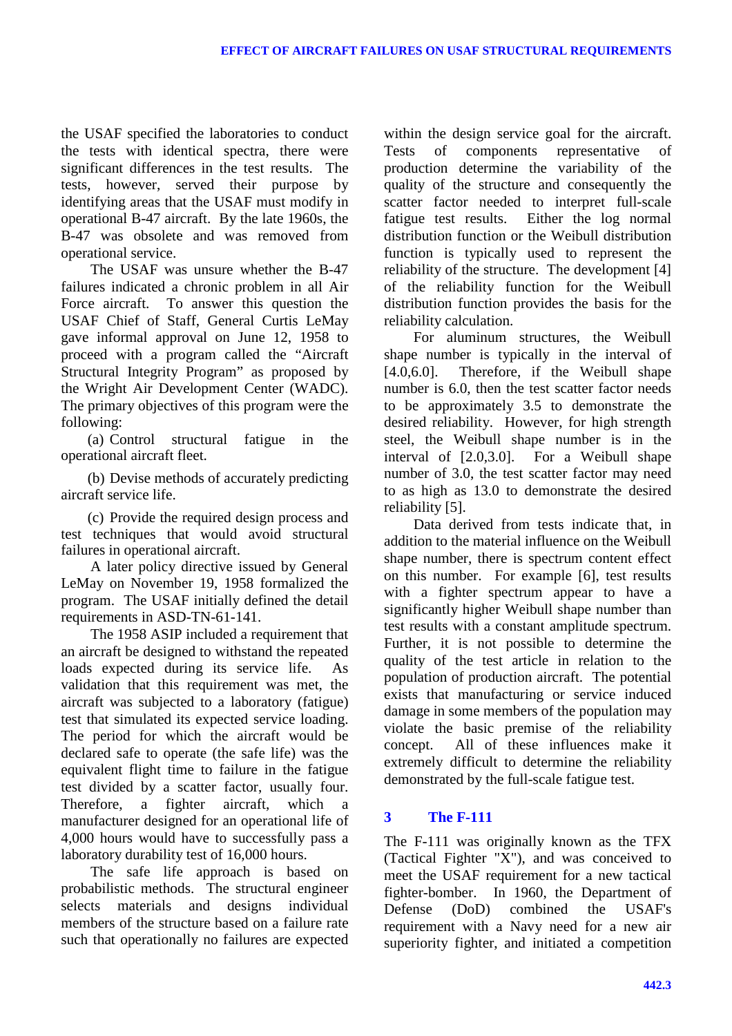the USAF specified the laboratories to conduct the tests with identical spectra, there were significant differences in the test results. The tests, however, served their purpose by identifying areas that the USAF must modify in operational B-47 aircraft. By the late 1960s, the B-47 was obsolete and was removed from operational service.

The USAF was unsure whether the B-47 failures indicated a chronic problem in all Air Force aircraft. To answer this question the USAF Chief of Staff, General Curtis LeMay gave informal approval on June 12, 1958 to proceed with a program called the "Aircraft Structural Integrity Program" as proposed by the Wright Air Development Center (WADC). The primary objectives of this program were the following:

(a) Control structural fatigue in the operational aircraft fleet.

(b) Devise methods of accurately predicting aircraft service life.

(c) Provide the required design process and test techniques that would avoid structural failures in operational aircraft.

A later policy directive issued by General LeMay on November 19, 1958 formalized the program. The USAF initially defined the detail requirements in ASD-TN-61-141.

The 1958 ASIP included a requirement that an aircraft be designed to withstand the repeated loads expected during its service life. As validation that this requirement was met, the aircraft was subjected to a laboratory (fatigue) test that simulated its expected service loading. The period for which the aircraft would be declared safe to operate (the safe life) was the equivalent flight time to failure in the fatigue test divided by a scatter factor, usually four. Therefore, a fighter aircraft, which a manufacturer designed for an operational life of 4,000 hours would have to successfully pass a laboratory durability test of 16,000 hours.

The safe life approach is based on probabilistic methods. The structural engineer selects materials and designs individual members of the structure based on a failure rate such that operationally no failures are expected within the design service goal for the aircraft. Tests of components representative of production determine the variability of the quality of the structure and consequently the scatter factor needed to interpret full-scale fatigue test results. Either the log normal distribution function or the Weibull distribution function is typically used to represent the reliability of the structure. The development [4] of the reliability function for the Weibull distribution function provides the basis for the reliability calculation.

For aluminum structures, the Weibull shape number is typically in the interval of [4.0,6.0]. Therefore, if the Weibull shape number is 6.0, then the test scatter factor needs to be approximately 3.5 to demonstrate the desired reliability. However, for high strength steel, the Weibull shape number is in the interval of [2.0,3.0]. For a Weibull shape number of 3.0, the test scatter factor may need to as high as 13.0 to demonstrate the desired reliability [5].

Data derived from tests indicate that, in addition to the material influence on the Weibull shape number, there is spectrum content effect on this number. For example [6], test results with a fighter spectrum appear to have a significantly higher Weibull shape number than test results with a constant amplitude spectrum. Further, it is not possible to determine the quality of the test article in relation to the population of production aircraft. The potential exists that manufacturing or service induced damage in some members of the population may violate the basic premise of the reliability concept. All of these influences make it extremely difficult to determine the reliability demonstrated by the full-scale fatigue test.

## 3 The F-111

The F-111 was originally known as the TFX (Tactical Fighter "X"), and was conceived to meet the USAF requirement for a new tactical fighter-bomber. In 1960, the Department of Defense (DoD) combined the USAF's requirement with a Navy need for a new air superiority fighter, and initiated a competition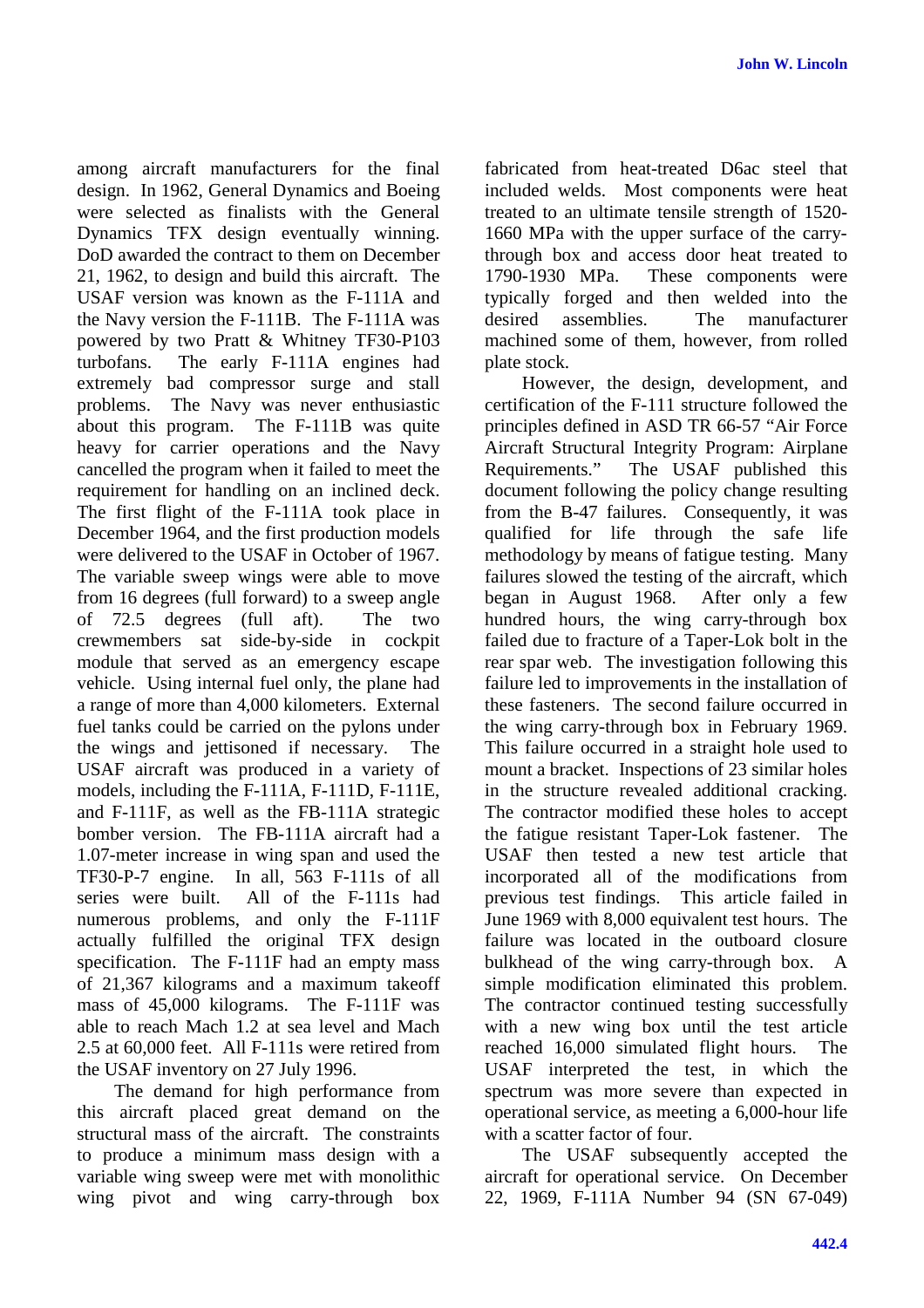among aircraft manufacturers for the final design. In 1962, General Dynamics and Boeing were selected as finalists with the General Dynamics TFX design eventually winning. DoD awarded the contract to them on December 21, 1962, to design and build this aircraft. The USAF version was known as the F-111A and the Navy version the F-111B. The F-111A was powered by two Pratt & Whitney TF30-P103 turbofans. The early F-111A engines had extremely bad compressor surge and stall problems. The Navy was never enthusiastic about this program. The F-111B was quite heavy for carrier operations and the Navy cancelled the program when it failed to meet the requirement for handling on an inclined deck. The first flight of the F-111A took place in December 1964, and the first production models were delivered to the USAF in October of 1967. The variable sweep wings were able to move from 16 degrees (full forward) to a sweep angle of 72.5 degrees (full aft). The two crewmembers sat side-by-side in cockpit module that served as an emergency escape vehicle. Using internal fuel only, the plane had a range of more than 4,000 kilometers. External fuel tanks could be carried on the pylons under the wings and jettisoned if necessary. The USAF aircraft was produced in a variety of models, including the F-111A, F-111D, F-111E, and F-111F, as well as the FB-111A strategic bomber version. The FB-111A aircraft had a 1.07-meter increase in wing span and used the TF30-P-7 engine. In all, 563 F-111s of all series were built. All of the F-111s had numerous problems, and only the F-111F actually fulfilled the original TFX design specification. The F-111F had an empty mass of 21,367 kilograms and a maximum takeoff mass of 45,000 kilograms. The F-111F was able to reach Mach 1.2 at sea level and Mach 2.5 at 60,000 feet. All F-111s were retired from the USAF inventory on 27 July 1996.

The demand for high performance from this aircraft placed great demand on the structural mass of the aircraft. The constraints to produce a minimum mass design with a variable wing sweep were met with monolithic wing pivot and wing carry-through box fabricated from heat-treated D6ac steel that included welds. Most components were heat treated to an ultimate tensile strength of 1520-1660 MPa with the upper surface of the carry-through box and access door heat treated to 1790-1930 MPa. These components were typically forged and then welded into the desired assemblies. The manufacturer machined some of them, however, from rolled plate stock.

However, the design, development, and certification of the F-111 structure followed the principles defined in ASD TR 66-57 "Air Force Aircraft Structural Integrity Program: Airplane Requirements." The USAF published this document following the policy change resulting from the B-47 failures. Consequently, it was qualified for life through the safe life methodology by means of fatigue testing. Many failures slowed the testing of the aircraft, which began in August 1968. After only a few hundred hours, the wing carry-through box failed due to fracture of a Taper-Lok bolt in the rear spar web. The investigation following this failure led to improvements in the installation of these fasteners. The second failure occurred in the wing carry-through box in February 1969. This failure occurred in a straight hole used to mount a bracket. Inspections of 23 similar holes in the structure revealed additional cracking. The contractor modified these holes to accept the fatigue resistant Taper-Lok fastener. The USAF then tested a new test article that incorporated all of the modifications from previous test findings. This article failed in June 1969 with 8,000 equivalent test hours. The failure was located in the outboard closure bulkhead of the wing carry-through box. A simple modification eliminated this problem. The contractor continued testing successfully with a new wing box until the test article reached 16,000 simulated flight hours. The USAF interpreted the test, in which the spectrum was more severe than expected in operational service, as meeting a 6,000-hour life with a scatter factor of four.

The USAF subsequently accepted the aircraft for operational service. On December 22, 1969, F-111A Number 94 (SN 67-049)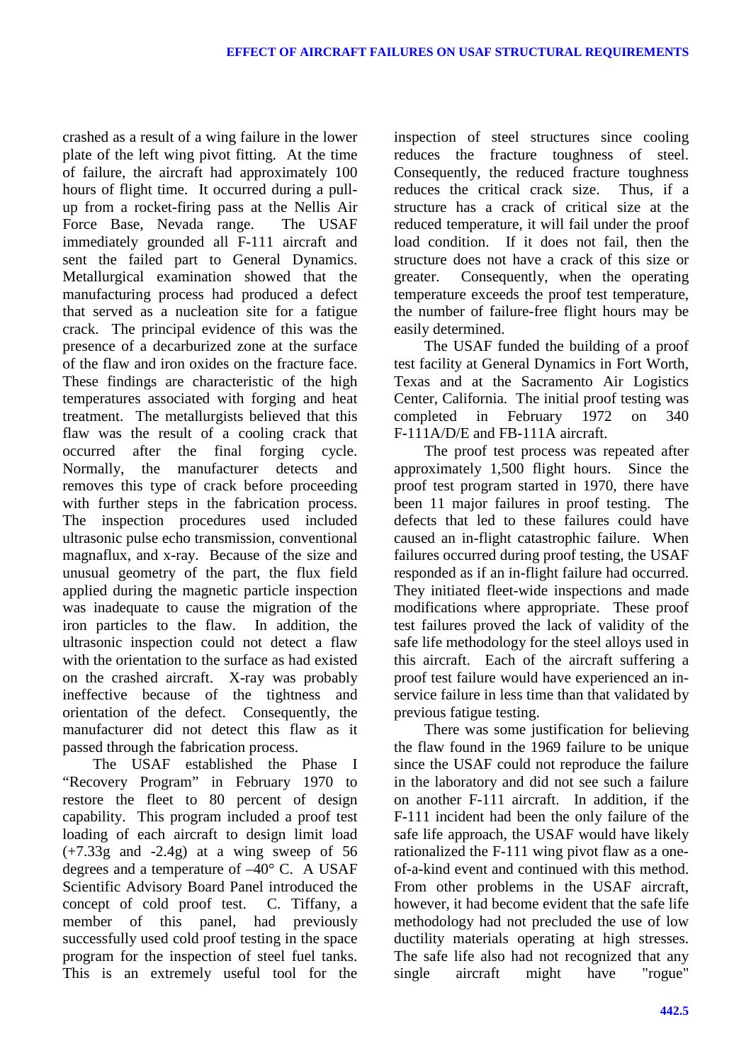crashed as a result of a wing failure in the lower plate of the left wing pivot fitting. At the time of failure, the aircraft had approximately 100 hours of flight time. It occurred during a pull-up from a rocket-firing pass at the Nellis Air Force Base, Nevada range. The USAF immediately grounded all F-111 aircraft and sent the failed part to General Dynamics. Metallurgical examination showed that the manufacturing process had produced a defect that served as a nucleation site for a fatigue crack. The principal evidence of this was the presence of a decarburized zone at the surface of the flaw and iron oxides on the fracture face. These findings are characteristic of the high temperatures associated with forging and heat treatment. The metallurgists believed that this flaw was the result of a cooling crack that occurred after the final forging cycle. Normally, the manufacturer detects and removes this type of crack before proceeding with further steps in the fabrication process. The inspection procedures used included ultrasonic pulse echo transmission, conventional magnaflux, and x-ray. Because of the size and unusual geometry of the part, the flux field applied during the magnetic particle inspection was inadequate to cause the migration of the iron particles to the flaw. In addition, the ultrasonic inspection could not detect a flaw with the orientation to the surface as had existed on the crashed aircraft. X-ray was probably ineffective because of the tightness and orientation of the defect. Consequently, the manufacturer did not detect this flaw as it passed through the fabrication process.

The USAF established the Phase I "Recovery Program" in February 1970 to restore the fleet to 80 percent of design capability. This program included a proof test loading of each aircraft to design limit load (+7.33g and -2.4g) at a wing sweep of 56 degrees and a temperature of –40° C. A USAF Scientific Advisory Board Panel introduced the concept of cold proof test. C. Tiffany, a member of this panel, had previously successfully used cold proof testing in the space program for the inspection of steel fuel tanks. This is an extremely useful tool for the inspection of steel structures since cooling reduces the fracture toughness of steel. Consequently, the reduced fracture toughness reduces the critical crack size. Thus, if a structure has a crack of critical size at the reduced temperature, it will fail under the proof load condition. If it does not fail, then the structure does not have a crack of this size or greater. Consequently, when the operating temperature exceeds the proof test temperature, the number of failure-free flight hours may be easily determined.

The USAF funded the building of a proof test facility at General Dynamics in Fort Worth, Texas and at the Sacramento Air Logistics Center, California. The initial proof testing was completed in February 1972 on 340 F-111A/D/E and FB-111A aircraft.

The proof test process was repeated after approximately 1,500 flight hours. Since the proof test program started in 1970, there have been 11 major failures in proof testing. The defects that led to these failures could have caused an in-flight catastrophic failure. When failures occurred during proof testing, the USAF responded as if an in-flight failure had occurred. They initiated fleet-wide inspections and made modifications where appropriate. These proof test failures proved the lack of validity of the safe life methodology for the steel alloys used in this aircraft. Each of the aircraft suffering a proof test failure would have experienced an in-service failure in less time than that validated by previous fatigue testing.

There was some justification for believing the flaw found in the 1969 failure to be unique since the USAF could not reproduce the failure in the laboratory and did not see such a failure on another F-111 aircraft. In addition, if the F-111 incident had been the only failure of the safe life approach, the USAF would have likely rationalized the F-111 wing pivot flaw as a one-of-a-kind event and continued with this method. From other problems in the USAF aircraft, however, it had become evident that the safe life methodology had not precluded the use of low ductility materials operating at high stresses. The safe life also had not recognized that any single aircraft might have "rogue"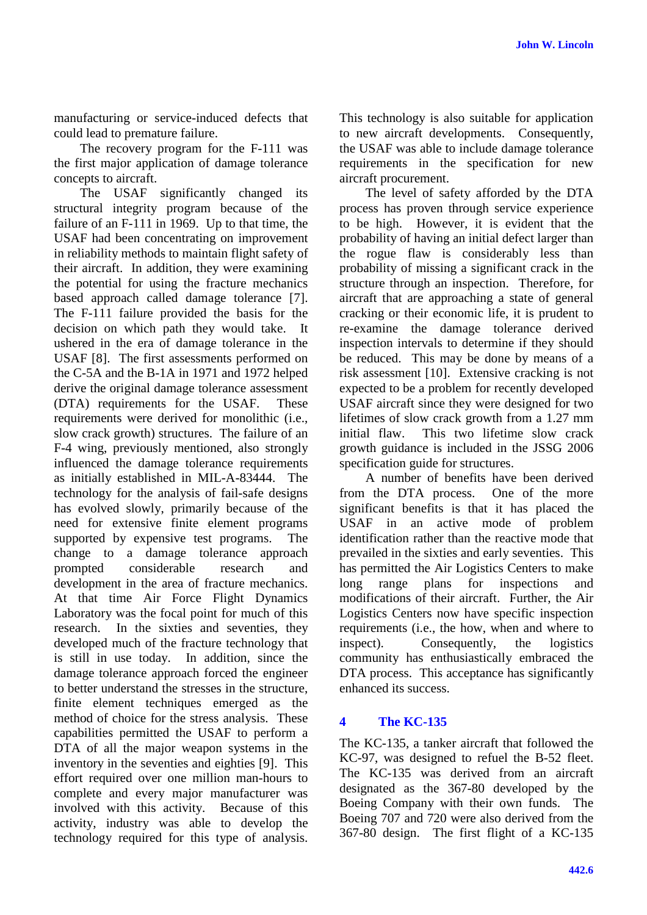manufacturing or service-induced defects that could lead to premature failure.

The recovery program for the F-111 was the first major application of damage tolerance concepts to aircraft.

The USAF significantly changed its structural integrity program because of the failure of an F-111 in 1969. Up to that time, the USAF had been concentrating on improvement in reliability methods to maintain flight safety of their aircraft. In addition, they were examining the potential for using the fracture mechanics based approach called damage tolerance [7]. The F-111 failure provided the basis for the decision on which path they would take. It ushered in the era of damage tolerance in the USAF [8]. The first assessments performed on the C-5A and the B-1A in 1971 and 1972 helped derive the original damage tolerance assessment (DTA) requirements for the USAF. These requirements were derived for monolithic (i.e., slow crack growth) structures. The failure of an F-4 wing, previously mentioned, also strongly influenced the damage tolerance requirements as initially established in MIL-A-83444. The technology for the analysis of fail-safe designs has evolved slowly, primarily because of the need for extensive finite element programs supported by expensive test programs. The change to a damage tolerance approach prompted considerable research and development in the area of fracture mechanics. At that time Air Force Flight Dynamics Laboratory was the focal point for much of this research. In the sixties and seventies, they developed much of the fracture technology that is still in use today. In addition, since the damage tolerance approach forced the engineer to better understand the stresses in the structure, finite element techniques emerged as the method of choice for the stress analysis. These capabilities permitted the USAF to perform a DTA of all the major weapon systems in the inventory in the seventies and eighties [9]. This effort required over one million man-hours to complete and every major manufacturer was involved with this activity. Because of this activity, industry was able to develop the technology required for this type of analysis. This technology is also suitable for application to new aircraft developments. Consequently, the USAF was able to include damage tolerance requirements in the specification for new aircraft procurement.

The level of safety afforded by the DTA process has proven through service experience to be high. However, it is evident that the probability of having an initial defect larger than the rogue flaw is considerably less than probability of missing a significant crack in the structure through an inspection. Therefore, for aircraft that are approaching a state of general cracking or their economic life, it is prudent to re-examine the damage tolerance derived inspection intervals to determine if they should be reduced. This may be done by means of a risk assessment [10]. Extensive cracking is not expected to be a problem for recently developed USAF aircraft since they were designed for two lifetimes of slow crack growth from a 1.27 mm initial flaw. This two lifetime slow crack growth guidance is included in the JSSG 2006 specification guide for structures.

A number of benefits have been derived from the DTA process. One of the more significant benefits is that it has placed the USAF in an active mode of problem identification rather than the reactive mode that prevailed in the sixties and early seventies. This has permitted the Air Logistics Centers to make long range plans for inspections and modifications of their aircraft. Further, the Air Logistics Centers now have specific inspection requirements (i.e., the how, when and where to inspect). Consequently, the logistics community has enthusiastically embraced the DTA process. This acceptance has significantly enhanced its success.

## 4 The KC-135

The KC-135, a tanker aircraft that followed the KC-97, was designed to refuel the B-52 fleet. The KC-135 was derived from an aircraft designated as the 367-80 developed by the Boeing Company with their own funds. The Boeing 707 and 720 were also derived from the 367-80 design. The first flight of a KC-135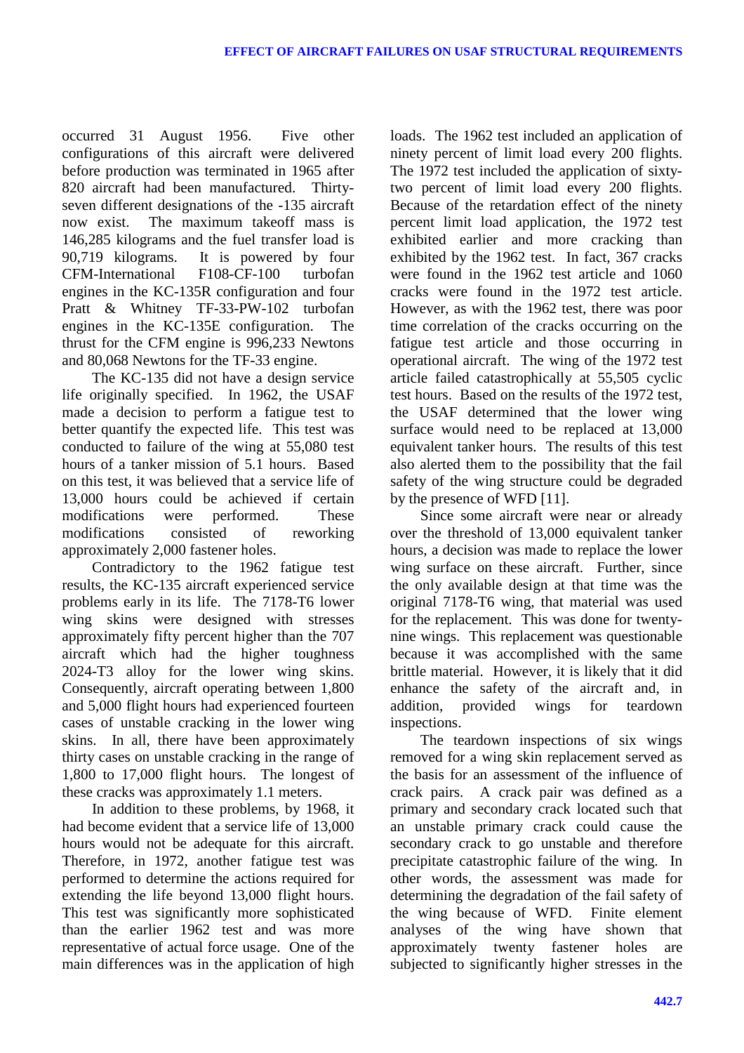occurred 31 August 1956. Five other configurations of this aircraft were delivered before production was terminated in 1965 after 820 aircraft had been manufactured. Thirty-seven different designations of the -135 aircraft now exist. The maximum takeoff mass is 146,285 kilograms and the fuel transfer load is 90,719 kilograms. It is powered by four CFM-International F108-CF-100 turbofan engines in the KC-135R configuration and four Pratt & Whitney TF-33-PW-102 turbofan engines in the KC-135E configuration. The thrust for the CFM engine is 996,233 Newtons and 80,068 Newtons for the TF-33 engine.

The KC-135 did not have a design service life originally specified. In 1962, the USAF made a decision to perform a fatigue test to better quantify the expected life. This test was conducted to failure of the wing at 55,080 test hours of a tanker mission of 5.1 hours. Based on this test, it was believed that a service life of 13,000 hours could be achieved if certain modifications were performed. These modifications consisted of reworking approximately 2,000 fastener holes.

Contradictory to the 1962 fatigue test results, the KC-135 aircraft experienced service problems early in its life. The 7178-T6 lower wing skins were designed with stresses approximately fifty percent higher than the 707 aircraft which had the higher toughness 2024-T3 alloy for the lower wing skins. Consequently, aircraft operating between 1,800 and 5,000 flight hours had experienced fourteen cases of unstable cracking in the lower wing skins. In all, there have been approximately thirty cases on unstable cracking in the range of 1,800 to 17,000 flight hours. The longest of these cracks was approximately 1.1 meters.

In addition to these problems, by 1968, it had become evident that a service life of 13,000 hours would not be adequate for this aircraft. Therefore, in 1972, another fatigue test was performed to determine the actions required for extending the life beyond 13,000 flight hours. This test was significantly more sophisticated than the earlier 1962 test and was more representative of actual force usage. One of the main differences was in the application of high loads. The 1962 test included an application of ninety percent of limit load every 200 flights. The 1972 test included the application of sixty-two percent of limit load every 200 flights. Because of the retardation effect of the ninety percent limit load application, the 1972 test exhibited earlier and more cracking than exhibited by the 1962 test. In fact, 367 cracks were found in the 1962 test article and 1060 cracks were found in the 1972 test article. However, as with the 1962 test, there was poor time correlation of the cracks occurring on the fatigue test article and those occurring in operational aircraft. The wing of the 1972 test article failed catastrophically at 55,505 cyclic test hours. Based on the results of the 1972 test, the USAF determined that the lower wing surface would need to be replaced at 13,000 equivalent tanker hours. The results of this test also alerted them to the possibility that the fail safety of the wing structure could be degraded by the presence of WFD [11].

Since some aircraft were near or already over the threshold of 13,000 equivalent tanker hours, a decision was made to replace the lower wing surface on these aircraft. Further, since the only available design at that time was the original 7178-T6 wing, that material was used for the replacement. This was done for twenty-nine wings. This replacement was questionable because it was accomplished with the same brittle material. However, it is likely that it did enhance the safety of the aircraft and, in addition, provided wings for teardown inspections.

The teardown inspections of six wings removed for a wing skin replacement served as the basis for an assessment of the influence of crack pairs. A crack pair was defined as a primary and secondary crack located such that an unstable primary crack could cause the secondary crack to go unstable and therefore precipitate catastrophic failure of the wing. In other words, the assessment was made for determining the degradation of the fail safety of the wing because of WFD. Finite element analyses of the wing have shown that approximately twenty fastener holes are subjected to significantly higher stresses in the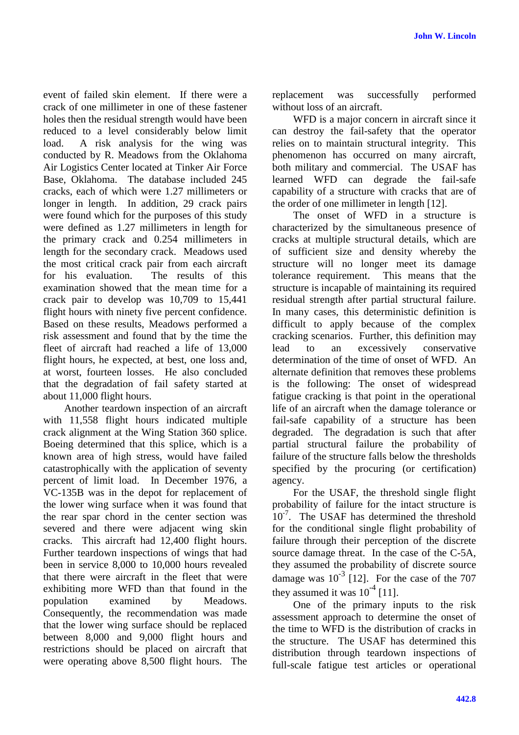event of failed skin element. If there were a crack of one millimeter in one of these fastener holes then the residual strength would have been reduced to a level considerably below limit load. A risk analysis for the wing was conducted by R. Meadows from the Oklahoma Air Logistics Center located at Tinker Air Force Base, Oklahoma. The database included 245 cracks, each of which were 1.27 millimeters or longer in length. In addition, 29 crack pairs were found which for the purposes of this study were defined as 1.27 millimeters in length for the primary crack and 0.254 millimeters in length for the secondary crack. Meadows used the most critical crack pair from each aircraft for his evaluation. The results of this examination showed that the mean time for a crack pair to develop was 10,709 to 15,441 flight hours with ninety five percent confidence. Based on these results, Meadows performed a risk assessment and found that by the time the fleet of aircraft had reached a life of 13,000 flight hours, he expected, at best, one loss and, at worst, fourteen losses. He also concluded that the degradation of fail safety started at about 11,000 flight hours.

Another teardown inspection of an aircraft with 11,558 flight hours indicated multiple crack alignment at the Wing Station 360 splice. Boeing determined that this splice, which is a known area of high stress, would have failed catastrophically with the application of seventy percent of limit load. In December 1976, a VC-135B was in the depot for replacement of the lower wing surface when it was found that the rear spar chord in the center section was severed and there were adjacent wing skin cracks. This aircraft had 12,400 flight hours. Further teardown inspections of wings that had been in service 8,000 to 10,000 hours revealed that there were aircraft in the fleet that were exhibiting more WFD than that found in the population examined by Meadows. Consequently, the recommendation was made that the lower wing surface should be replaced between 8,000 and 9,000 flight hours and restrictions should be placed on aircraft that were operating above 8,500 flight hours. The replacement was successfully performed without loss of an aircraft.

WFD is a major concern in aircraft since it can destroy the fail-safety that the operator relies on to maintain structural integrity. This phenomenon has occurred on many aircraft, both military and commercial. The USAF has learned WFD can degrade the fail-safe capability of a structure with cracks that are of the order of one millimeter in length [12].

The onset of WFD in a structure is characterized by the simultaneous presence of cracks at multiple structural details, which are of sufficient size and density whereby the structure will no longer meet its damage tolerance requirement. This means that the structure is incapable of maintaining its required residual strength after partial structural failure. In many cases, this deterministic definition is difficult to apply because of the complex cracking scenarios. Further, this definition may lead to an excessively conservative determination of the time of onset of WFD. An alternate definition that removes these problems is the following: The onset of widespread fatigue cracking is that point in the operational life of an aircraft when the damage tolerance or fail-safe capability of a structure has been degraded. The degradation is such that after partial structural failure the probability of failure of the structure falls below the thresholds specified by the procuring (or certification) agency.

For the USAF, the threshold single flight probability of failure for the intact structure is $10^{-7}$. The USAF has determined the threshold for the conditional single flight probability of failure through their perception of the discrete source damage threat. In the case of the C-5A, they assumed the probability of discrete source damage was $10^{-3}$ [12]. For the case of the 707 they assumed it was $10^{-4}$ [11].

One of the primary inputs to the risk assessment approach to determine the onset of the time to WFD is the distribution of cracks in the structure. The USAF has determined this distribution through teardown inspections of full-scale fatigue test articles or operational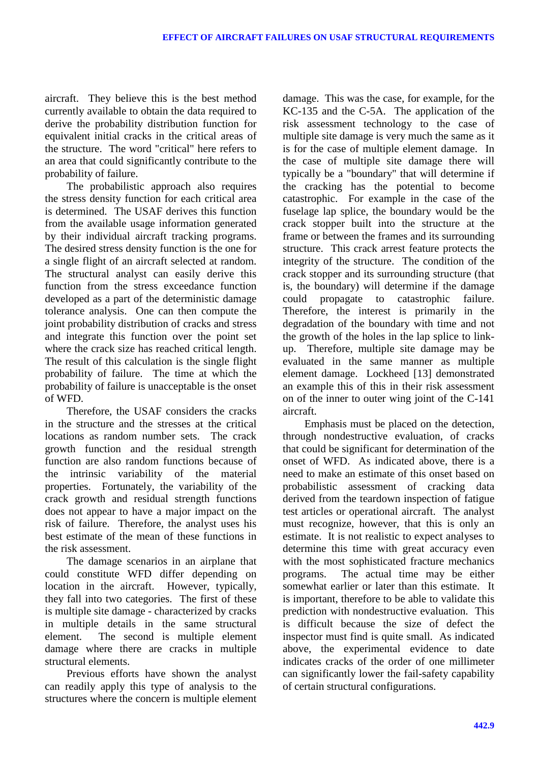aircraft. They believe this is the best method currently available to obtain the data required to derive the probability distribution function for equivalent initial cracks in the critical areas of the structure. The word "critical" here refers to an area that could significantly contribute to the probability of failure.

The probabilistic approach also requires the stress density function for each critical area is determined. The USAF derives this function from the available usage information generated by their individual aircraft tracking programs. The desired stress density function is the one for a single flight of an aircraft selected at random. The structural analyst can easily derive this function from the stress exceedance function developed as a part of the deterministic damage tolerance analysis. One can then compute the joint probability distribution of cracks and stress and integrate this function over the point set where the crack size has reached critical length. The result of this calculation is the single flight probability of failure. The time at which the probability of failure is unacceptable is the onset of WFD.

Therefore, the USAF considers the cracks in the structure and the stresses at the critical locations as random number sets. The crack growth function and the residual strength function are also random functions because of the intrinsic variability of the material properties. Fortunately, the variability of the crack growth and residual strength functions does not appear to have a major impact on the risk of failure. Therefore, the analyst uses his best estimate of the mean of these functions in the risk assessment.

The damage scenarios in an airplane that could constitute WFD differ depending on location in the aircraft. However, typically, they fall into two categories. The first of these is multiple site damage - characterized by cracks in multiple details in the same structural element. The second is multiple element damage where there are cracks in multiple structural elements.

Previous efforts have shown the analyst can readily apply this type of analysis to the structures where the concern is multiple element damage. This was the case, for example, for the KC-135 and the C-5A. The application of the risk assessment technology to the case of multiple site damage is very much the same as it is for the case of multiple element damage. In the case of multiple site damage there will typically be a "boundary" that will determine if the cracking has the potential to become catastrophic. For example in the case of the fuselage lap splice, the boundary would be the crack stopper built into the structure at the frame or between the frames and its surrounding structure. This crack arrest feature protects the integrity of the structure. The condition of the crack stopper and its surrounding structure (that is, the boundary) will determine if the damage could propagate to catastrophic failure. Therefore, the interest is primarily in the degradation of the boundary with time and not the growth of the holes in the lap splice to link-up. Therefore, multiple site damage may be evaluated in the same manner as multiple element damage. Lockheed [13] demonstrated an example this of this in their risk assessment on of the inner to outer wing joint of the C-141 aircraft.

Emphasis must be placed on the detection, through nondestructive evaluation, of cracks that could be significant for determination of the onset of WFD. As indicated above, there is a need to make an estimate of this onset based on probabilistic assessment of cracking data derived from the teardown inspection of fatigue test articles or operational aircraft. The analyst must recognize, however, that this is only an estimate. It is not realistic to expect analyses to determine this time with great accuracy even with the most sophisticated fracture mechanics programs. The actual time may be either somewhat earlier or later than this estimate. It is important, therefore to be able to validate this prediction with nondestructive evaluation. This is difficult because the size of defect the inspector must find is quite small. As indicated above, the experimental evidence to date indicates cracks of the order of one millimeter can significantly lower the fail-safety capability of certain structural configurations.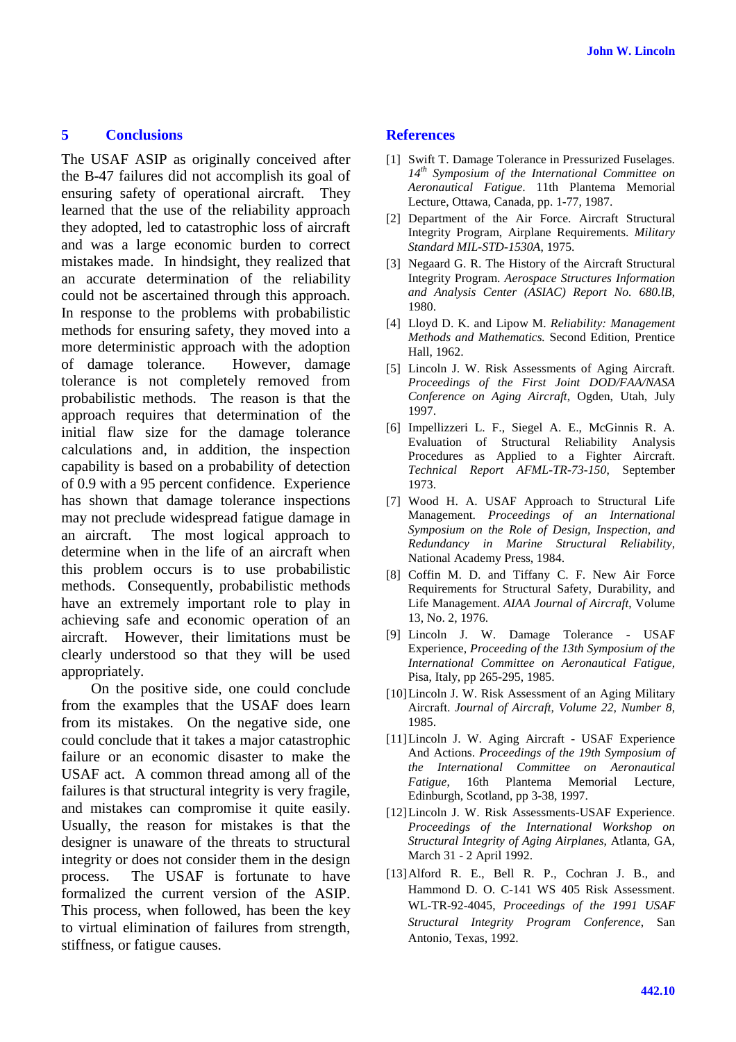## 5 Conclusions

The USAF ASIP as originally conceived after the B-47 failures did not accomplish its goal of ensuring safety of operational aircraft. They learned that the use of the reliability approach they adopted, led to catastrophic loss of aircraft and was a large economic burden to correct mistakes made. In hindsight, they realized that an accurate determination of the reliability could not be ascertained through this approach. In response to the problems with probabilistic methods for ensuring safety, they moved into a more deterministic approach with the adoption of damage tolerance. However, damage tolerance is not completely removed from probabilistic methods. The reason is that the approach requires that determination of the initial flaw size for the damage tolerance calculations and, in addition, the inspection capability is based on a probability of detection of 0.9 with a 95 percent confidence. Experience has shown that damage tolerance inspections may not preclude widespread fatigue damage in an aircraft. The most logical approach to determine when in the life of an aircraft when this problem occurs is to use probabilistic methods. Consequently, probabilistic methods have an extremely important role to play in achieving safe and economic operation of an aircraft. However, their limitations must be clearly understood so that they will be used appropriately.

On the positive side, one could conclude from the examples that the USAF does learn from its mistakes. On the negative side, one could conclude that it takes a major catastrophic failure or an economic disaster to make the USAF act. A common thread among all of the failures is that structural integrity is very fragile, and mistakes can compromise it quite easily. Usually, the reason for mistakes is that the designer is unaware of the threats to structural integrity or does not consider them in the design process. The USAF is fortunate to have formalized the current version of the ASIP. This process, when followed, has been the key to virtual elimination of failures from strength, stiffness, or fatigue causes.

## References

[1] Swift T. Damage Tolerance in Pressurized Fuselages. *14th Symposium of the International Committee on Aeronautical Fatigue*. 11th Plantema Memorial Lecture, Ottawa, Canada, pp. 1-77, 1987.

[2] Department of the Air Force. Aircraft Structural Integrity Program, Airplane Requirements. *Military Standard MIL-STD-1530A*, 1975.

[3] Negaard G. R. The History of the Aircraft Structural Integrity Program. *Aerospace Structures Information and Analysis Center (ASIAC) Report No. 680.lB*, 1980.

[4] Lloyd D. K. and Lipow M. *Reliability: Management Methods and Mathematics.* Second Edition, Prentice Hall, 1962.

[5] Lincoln J. W. Risk Assessments of Aging Aircraft. *Proceedings of the First Joint DOD/FAA/NASA Conference on Aging Aircraft*, Ogden, Utah, July 1997.

[6] Impellizzeri L. F., Siegel A. E., McGinnis R. A. Evaluation of Structural Reliability Analysis Procedures as Applied to a Fighter Aircraft. *Technical Report AFML-TR-73-150*, September 1973.

[7] Wood H. A. USAF Approach to Structural Life Management. *Proceedings of an International Symposium on the Role of Design, Inspection, and Redundancy in Marine Structural Reliability*, National Academy Press, 1984.

[8] Coffin M. D. and Tiffany C. F. New Air Force Requirements for Structural Safety, Durability, and Life Management. *AIAA Journal of Aircraft*, Volume 13, No. 2, 1976.

[9] Lincoln J. W. Damage Tolerance - USAF Experience, *Proceeding of the 13th Symposium of the International Committee on Aeronautical Fatigue,* Pisa, Italy, pp 265-295, 1985.

[10] Lincoln J. W. Risk Assessment of an Aging Military Aircraft. *Journal of Aircraft, Volume 22, Number 8*, 1985.

[11] Lincoln J. W. Aging Aircraft - USAF Experience And Actions. *Proceedings of the 19th Symposium of the International Committee on Aeronautical Fatigue*, 16th Plantema Memorial Lecture, Edinburgh, Scotland, pp 3-38, 1997.

[12] Lincoln J. W. Risk Assessments-USAF Experience. *Proceedings of the International Workshop on Structural Integrity of Aging Airplanes*, Atlanta, GA, March 31 - 2 April 1992.

[13] Alford R. E., Bell R. P., Cochran J. B., and Hammond D. O. C-141 WS 405 Risk Assessment. WL-TR-92-4045, *Proceedings of the 1991 USAF Structural Integrity Program Conference*, San Antonio, Texas, 1992.